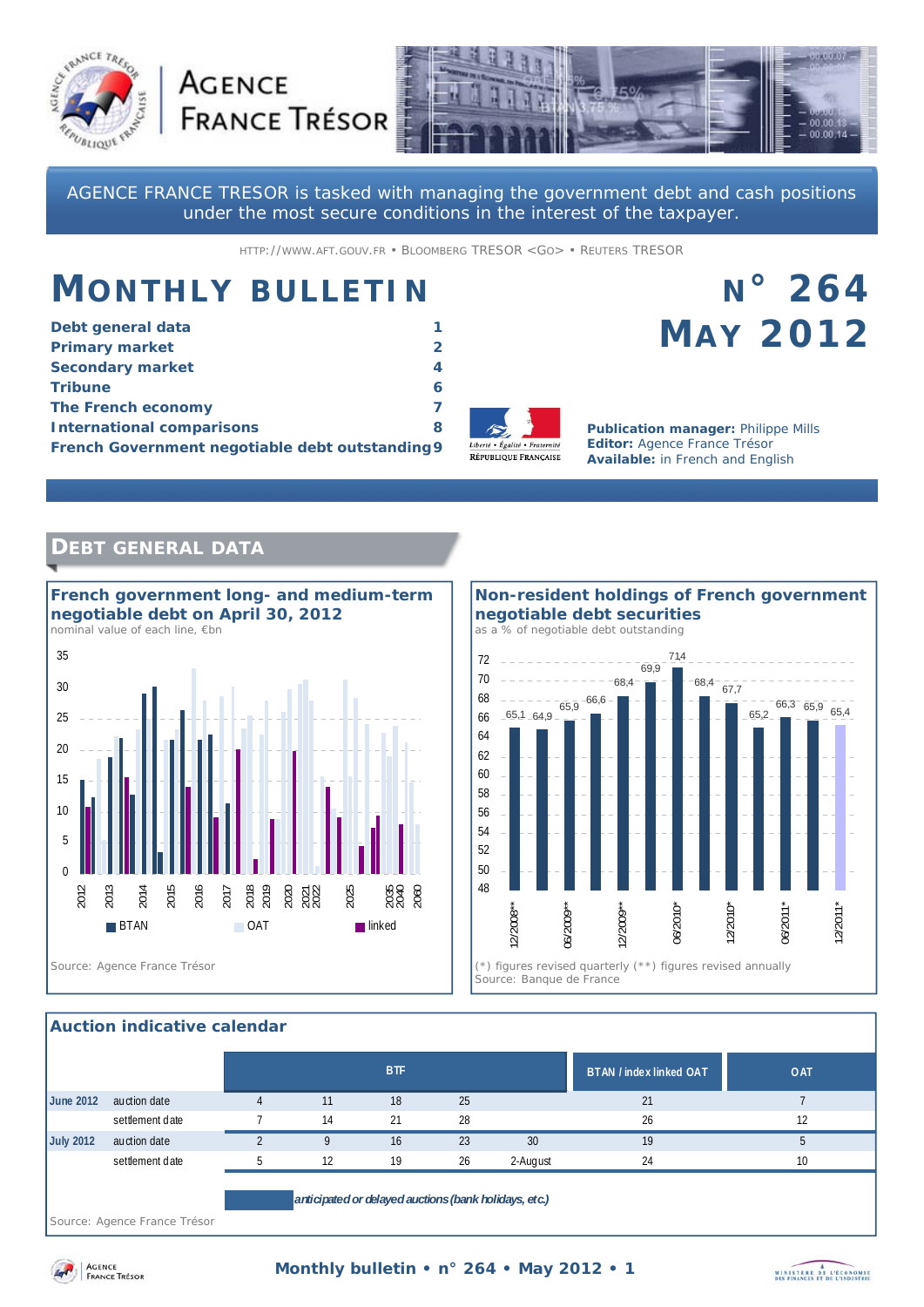# AGENCE FRANCE TRÉSOR

AGENCE FRANCE TRESOR is tasked with managing the government debt and cash positions under the most secure conditions in the interest of the taxpayer.

HTTP://WWW.AFT.GOUV.FR • BLOOMBERG TRESOR <GO> • REUTERS TRESOR

# MONTHLY BULLETIN

## N° 264
## MAY 2012

| | |
|---|---|
| **Debt general data** | **1** |
| **Primary market** | **2** |
| **Secondary market** | **4** |
| **Tribune** | **6** |
| **The French economy** | **7** |
| **International comparisons** | **8** |
| **French Government negotiable debt outstanding** | **9** |

**Publication manager:** Philippe Mills
**Editor:** Agence France Trésor
**Available:** in French and English

## DEBT GENERAL DATA

### French government long- and medium-term negotiable debt on April 30, 2012

nominal value of each line, €bn

Legend: BTAN, OAT, linked

Source: Agence France Trésor

### Non-resident holdings of French government negotiable debt securities

as a % of negotiable debt outstanding

| Period | % |
|---|---|
| 12/2008** | 65,1 |
| | 64,9 |
| 06/2009** | 65,9 |
| | 66,6 |
| 12/2009** | 68,4 |
| | 69,9 |
| 06/2010* | 71,4 |
| | 68,4 |
| 12/2010* | 67,7 |
| | 65,2 |
| 06/2011* | 66,3 |
| | 65,9 |
| 12/2011* | 65,4 |

(*) figures revised quarterly (**) figures revised annually
Source: Banque de France

### Auction indicative calendar

| | | BTF | | | | | BTAN / index linked OAT | OAT |
|---|---|---|---|---|---|---|---|---|
| June 2012 | auction date | 4 | 11 | 18 | 25 | | 21 | 7 |
| | settlement date | 7 | 14 | 21 | 28 | | 26 | 12 |
| July 2012 | auction date | 2 | 9 | 16 | 23 | 30 | 19 | 5 |
| | settlement date | 5 | 12 | 19 | 26 | 2-August | 24 | 10 |

*anticipated or delayed auctions (bank holidays, etc.)*

Source: Agence France Trésor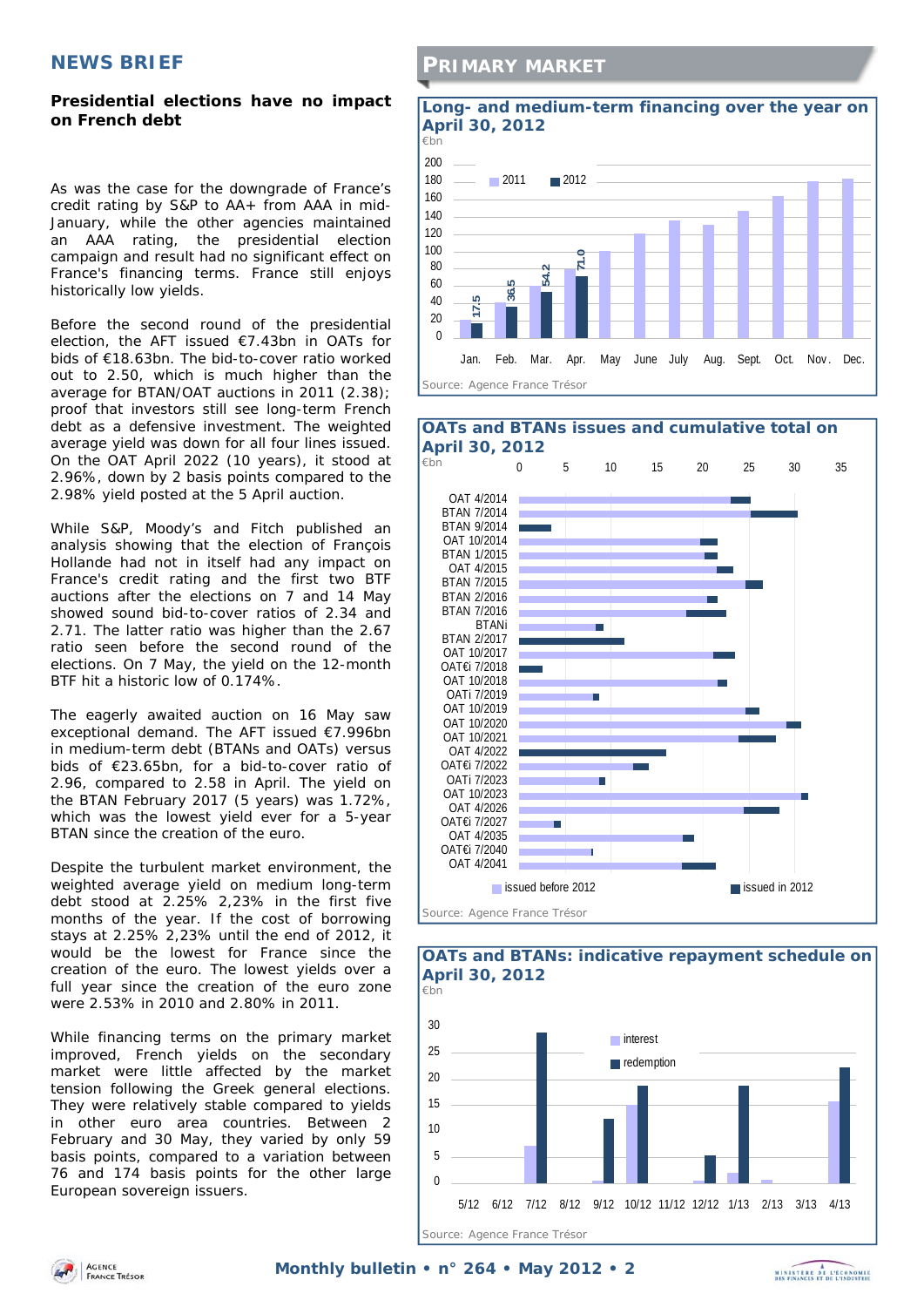## NEWS BRIEF

**Presidential elections have no impact on French debt**

As was the case for the downgrade of France's credit rating by S&P to AA+ from AAA in mid-January, while the other agencies maintained an AAA rating, the presidential election campaign and result had no significant effect on France's financing terms. France still enjoys historically low yields.

Before the second round of the presidential election, the AFT issued €7.43bn in OATs for bids of €18.63bn. The bid-to-cover ratio worked out to 2.50, which is much higher than the average for BTAN/OAT auctions in 2011 (2.38); proof that investors still see long-term French debt as a defensive investment. The weighted average yield was down for all four lines issued. On the OAT April 2022 (10 years), it stood at 2.96%, down by 2 basis points compared to the 2.98% yield posted at the 5 April auction.

While S&P, Moody's and Fitch published an analysis showing that the election of François Hollande had not in itself had any impact on France's credit rating and the first two BTF auctions after the elections on 7 and 14 May showed sound bid-to-cover ratios of 2.34 and 2.71. The latter ratio was higher than the 2.67 ratio seen before the second round of the elections. On 7 May, the yield on the 12-month BTF hit a historic low of 0.174%.

The eagerly awaited auction on 16 May saw exceptional demand. The AFT issued €7.996bn in medium-term debt (BTANs and OATs) versus bids of €23.65bn, for a bid-to-cover ratio of 2.96, compared to 2.58 in April. The yield on the BTAN February 2017 (5 years) was 1.72%, which was the lowest yield ever for a 5-year BTAN since the creation of the euro.

Despite the turbulent market environment, the weighted average yield on medium long-term debt stood at 2.25% 2,23% in the first five months of the year. If the cost of borrowing stays at 2.25% 2,23% until the end of 2012, it would be the lowest for France since the creation of the euro. The lowest yields over a full year since the creation of the euro zone were 2.53% in 2010 and 2.80% in 2011.

While financing terms on the primary market improved, French yields on the secondary market were little affected by the market tension following the Greek general elections. They were relatively stable compared to yields in other euro area countries. Between 2 February and 30 May, they varied by only 59 basis points, compared to a variation between 76 and 174 basis points for the other large European sovereign issuers.

## PRIMARY MARKET

**Long- and medium-term financing over the year on April 30, 2012**

€bn

| Month | 2012 (cumulative) |
|---|---|
| Jan. | 17.5 |
| Feb. | 36.5 |
| Mar. | 54.2 |
| Apr. | 71.0 |

Source: Agence France Trésor

**OATs and BTANs issues and cumulative total on April 30, 2012**

€bn

Lines: OAT 4/2014, BTAN 7/2014, BTAN 9/2014, OAT 10/2014, BTAN 1/2015, OAT 4/2015, BTAN 7/2015, BTAN 2/2016, BTAN 7/2016, BTANi, BTAN 2/2017, OAT 10/2017, OAT€i 7/2018, OAT 10/2018, OATi 7/2019, OAT 10/2019, OAT 10/2020, OAT 10/2021, OAT 4/2022, OAT€i 7/2022, OATi 7/2023, OAT 10/2023, OAT 4/2026, OAT€i 7/2027, OAT 4/2035, OAT€i 7/2040, OAT 4/2041

Legend: issued before 2012; issued in 2012

Source: Agence France Trésor

**OATs and BTANs: indicative repayment schedule on April 30, 2012**

€bn

Legend: interest; redemption

Months: 5/12, 6/12, 7/12, 8/12, 9/12, 10/12, 11/12, 12/12, 1/13, 2/13, 3/13, 4/13

Source: Agence France Trésor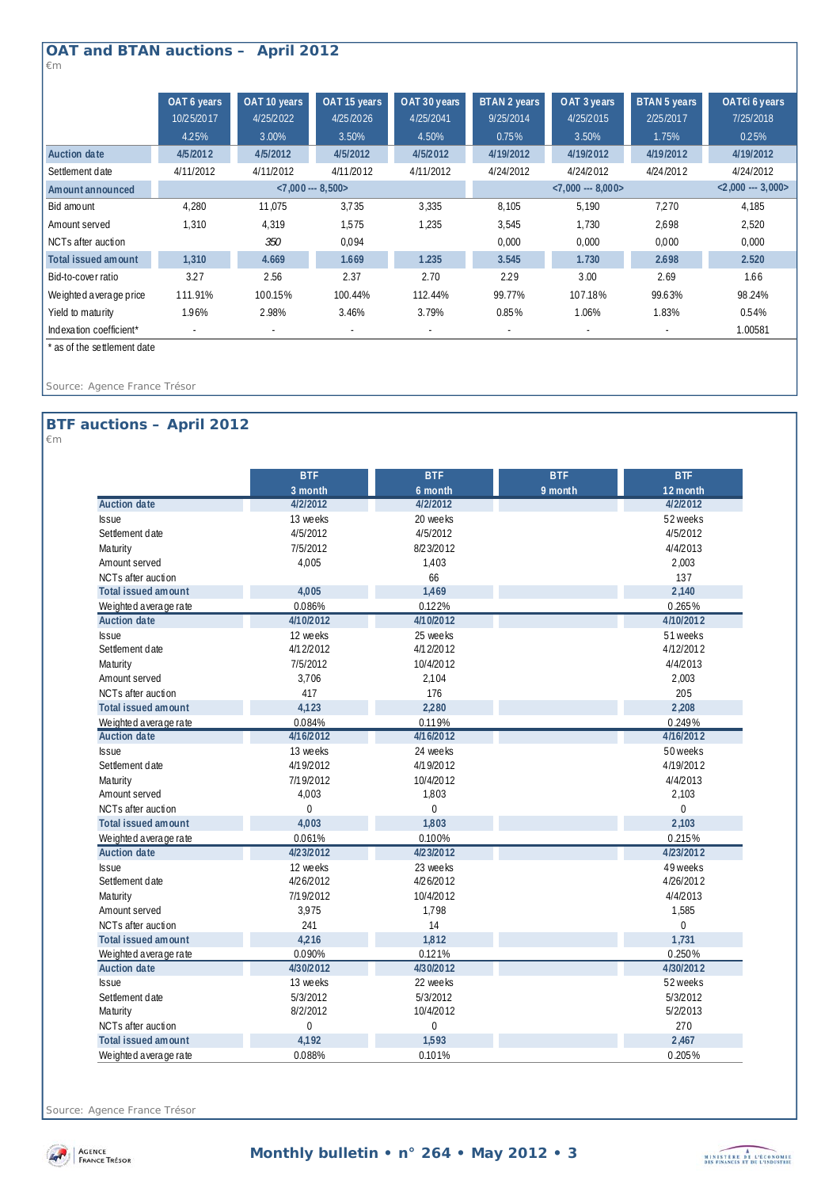## OAT and BTAN auctions – April 2012

€m

| | OAT 6 years 10/25/2017 4.25% | OAT 10 years 4/25/2022 3.00% | OAT 15 years 4/25/2026 3.50% | OAT 30 years 4/25/2041 4.50% | BTAN 2 years 9/25/2014 0.75% | OAT 3 years 4/25/2015 3.50% | BTAN 5 years 2/25/2017 1.75% | OAT€i 6 years 7/25/2018 0.25% |
|---|---|---|---|---|---|---|---|---|
| **Auction date** | **4/5/2012** | **4/5/2012** | **4/5/2012** | **4/5/2012** | **4/19/2012** | **4/19/2012** | **4/19/2012** | **4/19/2012** |
| Settlement date | 4/11/2012 | 4/11/2012 | 4/11/2012 | 4/11/2012 | 4/24/2012 | 4/24/2012 | 4/24/2012 | 4/24/2012 |
| **Amount announced** | <7,000 --- 8,500> | | | | <7,000 --- 8,000> | | | <2,000 --- 3,000> |
| Bid amount | 4,280 | 11,075 | 3,735 | 3,335 | 8,105 | 5,190 | 7,270 | 4,185 |
| Amount served | 1,310 | 4,319 | 1,575 | 1,235 | 3,545 | 1,730 | 2,698 | 2,520 |
| NCTs after auction | | *350* | 0,094 | | 0,000 | 0,000 | 0,000 | 0,000 |
| **Total issued amount** | **1,310** | **4.669** | **1.669** | **1.235** | **3.545** | **1.730** | **2.698** | **2.520** |
| Bid-to-cover ratio | 3.27 | 2.56 | 2.37 | 2.70 | 2.29 | 3.00 | 2.69 | 1.66 |
| Weighted average price | 111.91% | 100.15% | 100.44% | 112.44% | 99.77% | 107.18% | 99.63% | 98.24% |
| Yield to maturity | 1.96% | 2.98% | 3.46% | 3.79% | 0.85% | 1.06% | 1.83% | 0.54% |
| Indexation coefficient* | - | - | - | - | - | - | - | 1.00581 |

\* as of the settlement date

Source: Agence France Trésor

## BTF auctions – April 2012

€m

| | BTF 3 month | BTF 6 month | BTF 9 month | BTF 12 month |
|---|---|---|---|---|
| **Auction date** | **4/2/2012** | **4/2/2012** | | **4/2/2012** |
| Issue | 13 weeks | 20 weeks | | 52 weeks |
| Settlement date | 4/5/2012 | 4/5/2012 | | 4/5/2012 |
| Maturity | 7/5/2012 | 8/23/2012 | | 4/4/2013 |
| Amount served | 4,005 | 1,403 | | 2,003 |
| NCTs after auction | | 66 | | 137 |
| **Total issued amount** | **4,005** | **1,469** | | **2,140** |
| Weighted average rate | 0.086% | 0.122% | | 0.265% |
| **Auction date** | **4/10/2012** | **4/10/2012** | | **4/10/2012** |
| Issue | 12 weeks | 25 weeks | | 51 weeks |
| Settlement date | 4/12/2012 | 4/12/2012 | | 4/12/2012 |
| Maturity | 7/5/2012 | 10/4/2012 | | 4/4/2013 |
| Amount served | 3,706 | 2,104 | | 2,003 |
| NCTs after auction | 417 | 176 | | 205 |
| **Total issued amount** | **4,123** | **2,280** | | **2,208** |
| Weighted average rate | 0.084% | 0.119% | | 0.249% |
| **Auction date** | **4/16/2012** | **4/16/2012** | | **4/16/2012** |
| Issue | 13 weeks | 24 weeks | | 50 weeks |
| Settlement date | 4/19/2012 | 4/19/2012 | | 4/19/2012 |
| Maturity | 7/19/2012 | 10/4/2012 | | 4/4/2013 |
| Amount served | 4,003 | 1,803 | | 2,103 |
| NCTs after auction | 0 | 0 | | 0 |
| **Total issued amount** | **4,003** | **1,803** | | **2,103** |
| Weighted average rate | 0.061% | 0.100% | | 0.215% |
| **Auction date** | **4/23/2012** | **4/23/2012** | | **4/23/2012** |
| Issue | 12 weeks | 23 weeks | | 49 weeks |
| Settlement date | 4/26/2012 | 4/26/2012 | | 4/26/2012 |
| Maturity | 7/19/2012 | 10/4/2012 | | 4/4/2013 |
| Amount served | 3,975 | 1,798 | | 1,585 |
| NCTs after auction | 241 | 14 | | 0 |
| **Total issued amount** | **4,216** | **1,812** | | **1,731** |
| Weighted average rate | 0.090% | 0.121% | | 0.250% |
| **Auction date** | **4/30/2012** | **4/30/2012** | | **4/30/2012** |
| Issue | 13 weeks | 22 weeks | | 52 weeks |
| Settlement date | 5/3/2012 | 5/3/2012 | | 5/3/2012 |
| Maturity | 8/2/2012 | 10/4/2012 | | 5/2/2013 |
| NCTs after auction | 0 | 0 | | 270 |
| **Total issued amount** | **4,192** | **1,593** | | **2,467** |
| Weighted average rate | 0.088% | 0.101% | | 0.205% |

Source: Agence France Trésor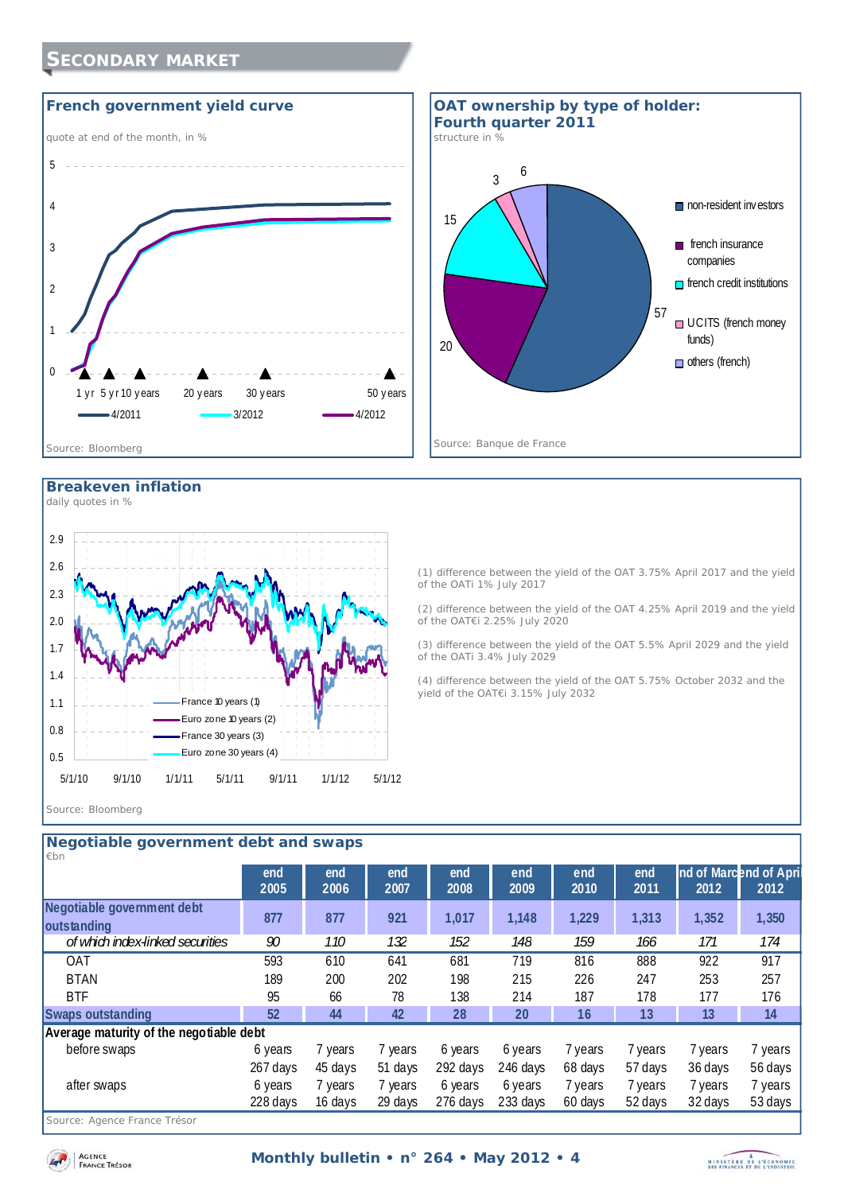# Secondary market

## French government yield curve

quote at end of the month, in %

Source: Bloomberg

## OAT ownership by type of holder: Fourth quarter 2011

structure in %

Source: Banque de France

## Breakeven inflation

daily quotes in %

(1) difference between the yield of the OAT 3.75% April 2017 and the yield of the OATi 1% July 2017

(2) difference between the yield of the OAT 4.25% April 2019 and the yield of the OAT€i 2.25% July 2020

(3) difference between the yield of the OAT 5.5% April 2029 and the yield of the OATi 3.4% July 2029

(4) difference between the yield of the OAT 5.75% October 2032 and the yield of the OAT€i 3.15% July 2032

Source: Bloomberg

## Negotiable government debt and swaps

€bn

| | end 2005 | end 2006 | end 2007 | end 2008 | end 2009 | end 2010 | end 2011 | end of March 2012 | end of April 2012 |
|---|---|---|---|---|---|---|---|---|---|
| **Negotiable government debt outstanding** | 877 | 877 | 921 | 1,017 | 1,148 | 1,229 | 1,313 | 1,352 | 1,350 |
| *of which index-linked securities* | *90* | *110* | *132* | *152* | *148* | *159* | *166* | *171* | *174* |
| OAT | 593 | 610 | 641 | 681 | 719 | 816 | 888 | 922 | 917 |
| BTAN | 189 | 200 | 202 | 198 | 215 | 226 | 247 | 253 | 257 |
| BTF | 95 | 66 | 78 | 138 | 214 | 187 | 178 | 177 | 176 |
| **Swaps outstanding** | 52 | 44 | 42 | 28 | 20 | 16 | 13 | 13 | 14 |
| **Average maturity of the negotiable debt** | | | | | | | | | |
| before swaps | 6 years 267 days | 7 years 45 days | 7 years 51 days | 6 years 292 days | 6 years 246 days | 7 years 68 days | 7 years 57 days | 7 years 36 days | 7 years 56 days |
| after swaps | 6 years 228 days | 7 years 16 days | 7 years 29 days | 6 years 276 days | 6 years 233 days | 7 years 60 days | 7 years 52 days | 7 years 32 days | 7 years 53 days |

Source: Agence France Trésor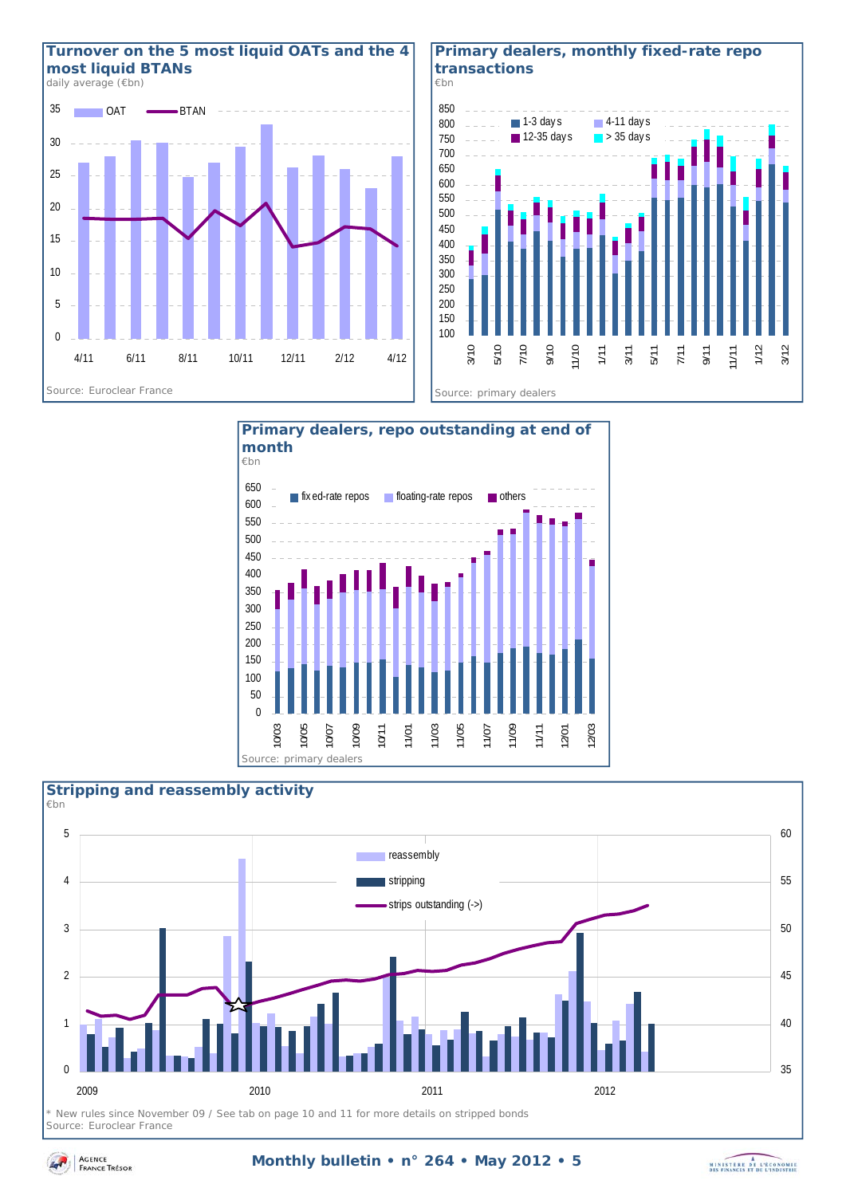## Turnover on the 5 most liquid OATs and the 4 most liquid BTANs

daily average (€bn)

Legend: OAT, BTAN

Source: Euroclear France

## Primary dealers, monthly fixed-rate repo transactions

€bn

Legend: 1-3 days, 4-11 days, 12-35 days, > 35 days

Source: primary dealers

## Primary dealers, repo outstanding at end of month

€bn

Legend: fixed-rate repos, floating-rate repos, others

Source: primary dealers

## Stripping and reassembly activity

€bn

Legend: reassembly, stripping, strips outstanding (->)

\* New rules since November 09 / See tab on page 10 and 11 for more details on stripped bonds

Source: Euroclear France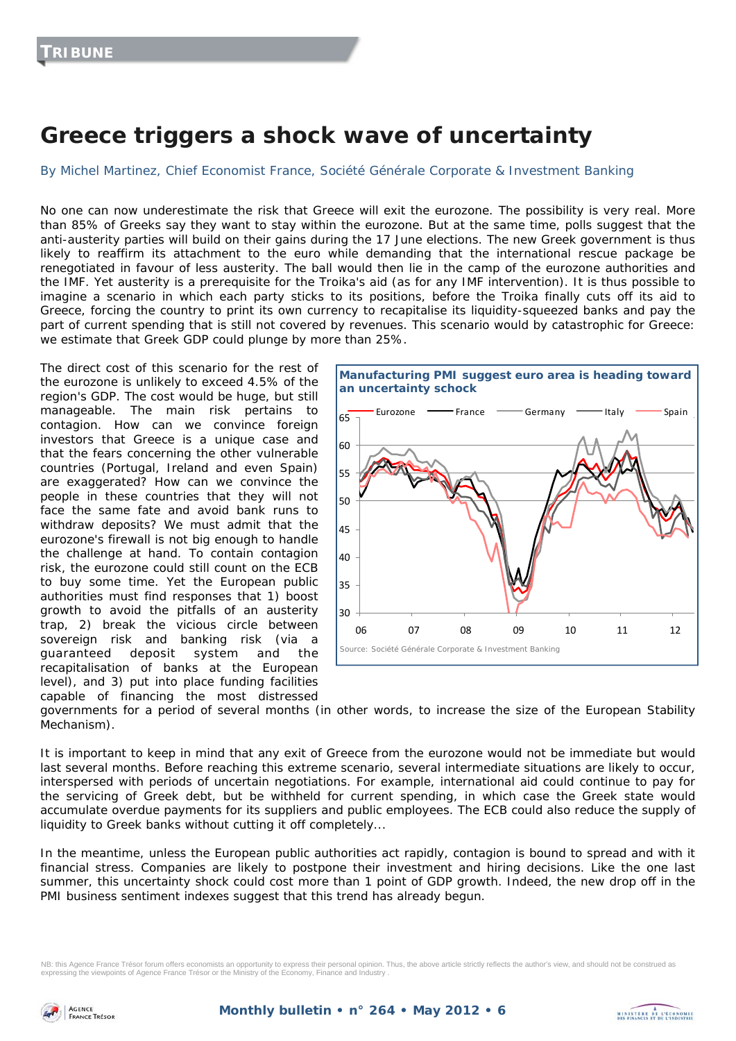TRIBUNE

# Greece triggers a shock wave of uncertainty

By Michel Martinez, Chief Economist France, Société Générale Corporate & Investment Banking

No one can now underestimate the risk that Greece will exit the eurozone. The possibility is very real. More than 85% of Greeks say they want to stay within the eurozone. But at the same time, polls suggest that the anti-austerity parties will build on their gains during the 17 June elections. The new Greek government is thus likely to reaffirm its attachment to the euro while demanding that the international rescue package be renegotiated in favour of less austerity. The ball would then lie in the camp of the eurozone authorities and the IMF. Yet austerity is a prerequisite for the Troika's aid (as for any IMF intervention). It is thus possible to imagine a scenario in which each party sticks to its positions, before the Troika finally cuts off its aid to Greece, forcing the country to print its own currency to recapitalise its liquidity-squeezed banks and pay the part of current spending that is still not covered by revenues. This scenario would by catastrophic for Greece: we estimate that Greek GDP could plunge by more than 25%.

The direct cost of this scenario for the rest of the eurozone is unlikely to exceed 4.5% of the region's GDP. The cost would be huge, but still manageable. The main risk pertains to contagion. How can we convince foreign investors that Greece is a unique case and that the fears concerning the other vulnerable countries (Portugal, Ireland and even Spain) are exaggerated? How can we convince the people in these countries that they will not face the same fate and avoid bank runs to withdraw deposits? We must admit that the eurozone's firewall is not big enough to handle the challenge at hand. To contain contagion risk, the eurozone could still count on the ECB to buy some time. Yet the European public authorities must find responses that 1) boost growth to avoid the pitfalls of an austerity trap, 2) break the vicious circle between sovereign risk and banking risk (via a guaranteed deposit system and the recapitalisation of banks at the European level), and 3) put into place funding facilities capable of financing the most distressed governments for a period of several months (in other words, to increase the size of the European Stability Mechanism).

**Manufacturing PMI suggest euro area is heading toward an uncertainty schock**

Source: Société Générale Corporate & Investment Banking

It is important to keep in mind that any exit of Greece from the eurozone would not be immediate but would last several months. Before reaching this extreme scenario, several intermediate situations are likely to occur, interspersed with periods of uncertain negotiations. For example, international aid could continue to pay for the servicing of Greek debt, but be withheld for current spending, in which case the Greek state would accumulate overdue payments for its suppliers and public employees. The ECB could also reduce the supply of liquidity to Greek banks without cutting it off completely...

In the meantime, unless the European public authorities act rapidly, contagion is bound to spread and with it financial stress. Companies are likely to postpone their investment and hiring decisions. Like the one last summer, this uncertainty shock could cost more than 1 point of GDP growth. Indeed, the new drop off in the PMI business sentiment indexes suggest that this trend has already begun.

NB: this Agence France Trésor forum offers economists an opportunity to express their personal opinion. Thus, the above article strictly reflects the author's view, and should not be construed as expressing the viewpoints of Agence France Trésor or the Ministry of the Economy, Finance and Industry .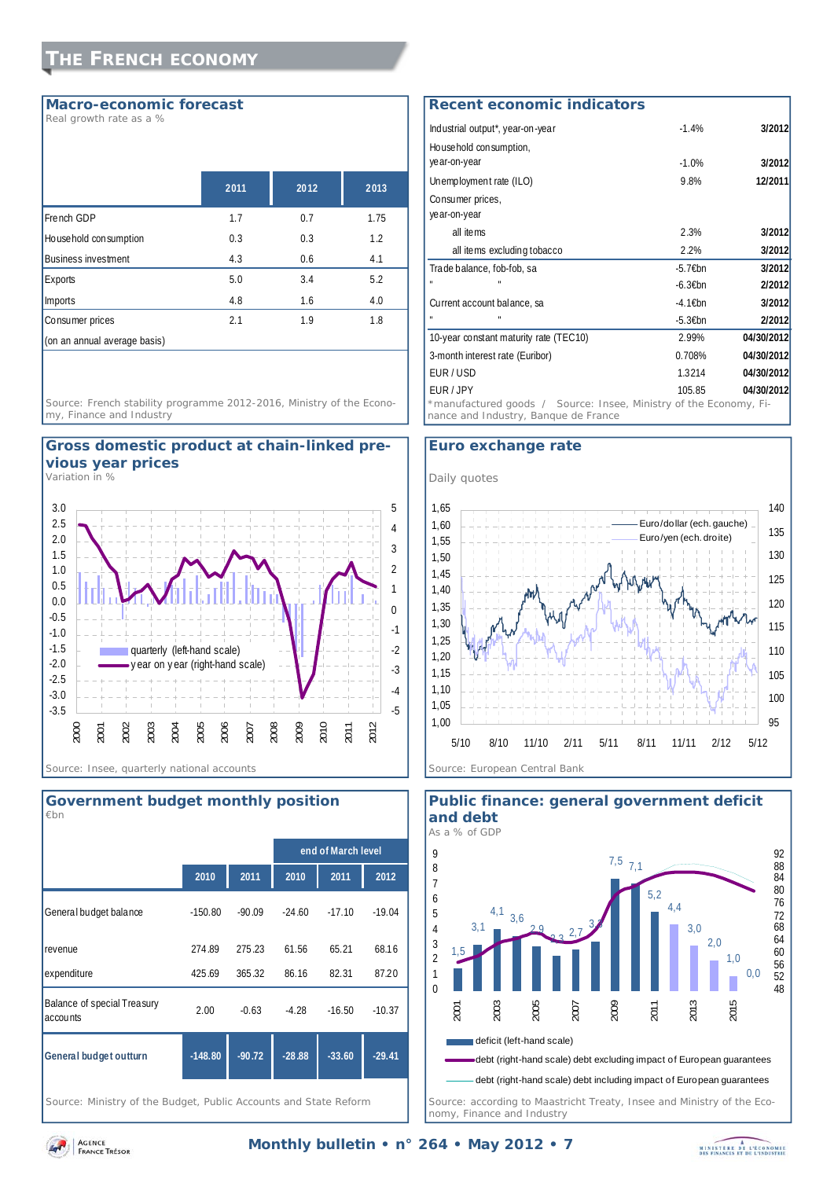# The French economy

## Macro-economic forecast

Real growth rate as a %

| | 2011 | 2012 | 2013 |
|---|---|---|---|
| French GDP | 1.7 | 0.7 | 1.75 |
| Household consumption | 0.3 | 0.3 | 1.2 |
| Business investment | 4.3 | 0.6 | 4.1 |
| Exports | 5.0 | 3.4 | 5.2 |
| Imports | 4.8 | 1.6 | 4.0 |
| Consumer prices | 2.1 | 1.9 | 1.8 |
| (on an annual average basis) | | | |

Source: French stability programme 2012-2016, Ministry of the Economy, Finance and Industry

## Recent economic indicators

| | | |
|---|---|---|
| Industrial output*, year-on-year | -1.4% | 3/2012 |
| Household consumption, year-on-year | -1.0% | 3/2012 |
| Unemployment rate (ILO) | 9.8% | 12/2011 |
| Consumer prices, year-on-year | | |
| all items | 2.3% | 3/2012 |
| all items excluding tobacco | 2.2% | 3/2012 |
| Trade balance, fob-fob, sa | -5.7€bn | 3/2012 |
| " " | -6.3€bn | 2/2012 |
| Current account balance, sa | -4.1€bn | 3/2012 |
| " " | -5.3€bn | 2/2012 |
| 10-year constant maturity rate (TEC10) | 2.99% | 04/30/2012 |
| 3-month interest rate (Euribor) | 0.708% | 04/30/2012 |
| EUR / USD | 1.3214 | 04/30/2012 |
| EUR / JPY | 105.85 | 04/30/2012 |

*manufactured goods / Source: Insee, Ministry of the Economy, Finance and Industry, Banque de France

## Gross domestic product at chain-linked previous year prices

Variation in %

Legend: quarterly (left-hand scale); year on year (right-hand scale)

Source: Insee, quarterly national accounts

## Euro exchange rate

Daily quotes

Legend: Euro/dollar (ech. gauche); Euro/yen (ech. droite)

Source: European Central Bank

## Government budget monthly position

€bn

| | 2010 | 2011 | end of March level 2010 | 2011 | 2012 |
|---|---|---|---|---|---|
| General budget balance | -150.80 | -90.09 | -24.60 | -17.10 | -19.04 |
| revenue | 274.89 | 275.23 | 61.56 | 65.21 | 68.16 |
| expenditure | 425.69 | 365.32 | 86.16 | 82.31 | 87.20 |
| Balance of special Treasury accounts | 2.00 | -0.63 | -4.28 | -16.50 | -10.37 |
| **General budget outturn** | **-148.80** | **-90.72** | **-28.88** | **-33.60** | **-29.41** |

Source: Ministry of the Budget, Public Accounts and State Reform

## Public finance: general government deficit and debt

As a % of GDP

Deficit (left-hand scale): 1,5 (2001); 3,1; 4,1; 3,6; 2,9; 2,3; 2,7; 3,3; 7,5; 7,1; 5,2; 4,4; 3,0; 2,0; 1,0; 0,0

Legend: deficit (left-hand scale); debt (right-hand scale) debt excluding impact of European guarantees; debt (right-hand scale) debt including impact of European guarantees

Source: according to Maastricht Treaty, Insee and Ministry of the Economy, Finance and Industry

Monthly bulletin • n° 264 • May 2012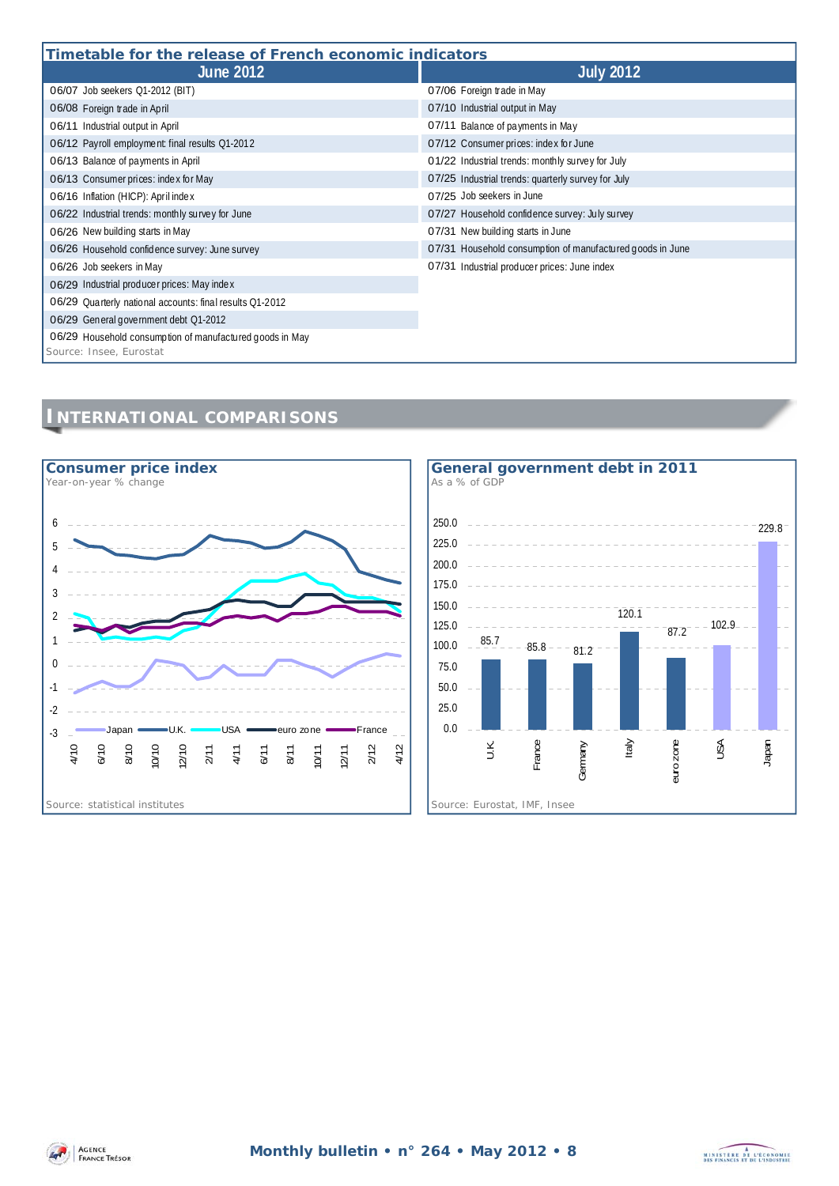## Timetable for the release of French economic indicators

| June 2012 | July 2012 |
|---|---|
| 06/07 Job seekers Q1-2012 (BIT) | 07/06 Foreign trade in May |
| 06/08 Foreign trade in April | 07/10 Industrial output in May |
| 06/11 Industrial output in April | 07/11 Balance of payments in May |
| 06/12 Payroll employment: final results Q1-2012 | 07/12 Consumer prices: index for June |
| 06/13 Balance of payments in April | 01/22 Industrial trends: monthly survey for July |
| 06/13 Consumer prices: index for May | 07/25 Industrial trends: quarterly survey for July |
| 06/16 Inflation (HICP): April index | 07/25 Job seekers in June |
| 06/22 Industrial trends: monthly survey for June | 07/27 Household confidence survey: July survey |
| 06/26 New building starts in May | 07/31 New building starts in June |
| 06/26 Household confidence survey: June survey | 07/31 Household consumption of manufactured goods in June |
| 06/26 Job seekers in May | 07/31 Industrial producer prices: June index |
| 06/29 Industrial producer prices: May index | |
| 06/29 Quarterly national accounts: final results Q1-2012 | |
| 06/29 General government debt Q1-2012 | |
| 06/29 Household consumption of manufactured goods in May | |

Source: Insee, Eurostat

# INTERNATIONAL COMPARISONS

### Consumer price index

Year-on-year % change

Source: statistical institutes

### General government debt in 2011

As a % of GDP

| U.K | France | Germany | Italy | euro zone | USA | Japan |
|---|---|---|---|---|---|---|
| 85.7 | 85.8 | 81.2 | 120.1 | 87.2 | 102.9 | 229.8 |

Source: Eurostat, IMF, Insee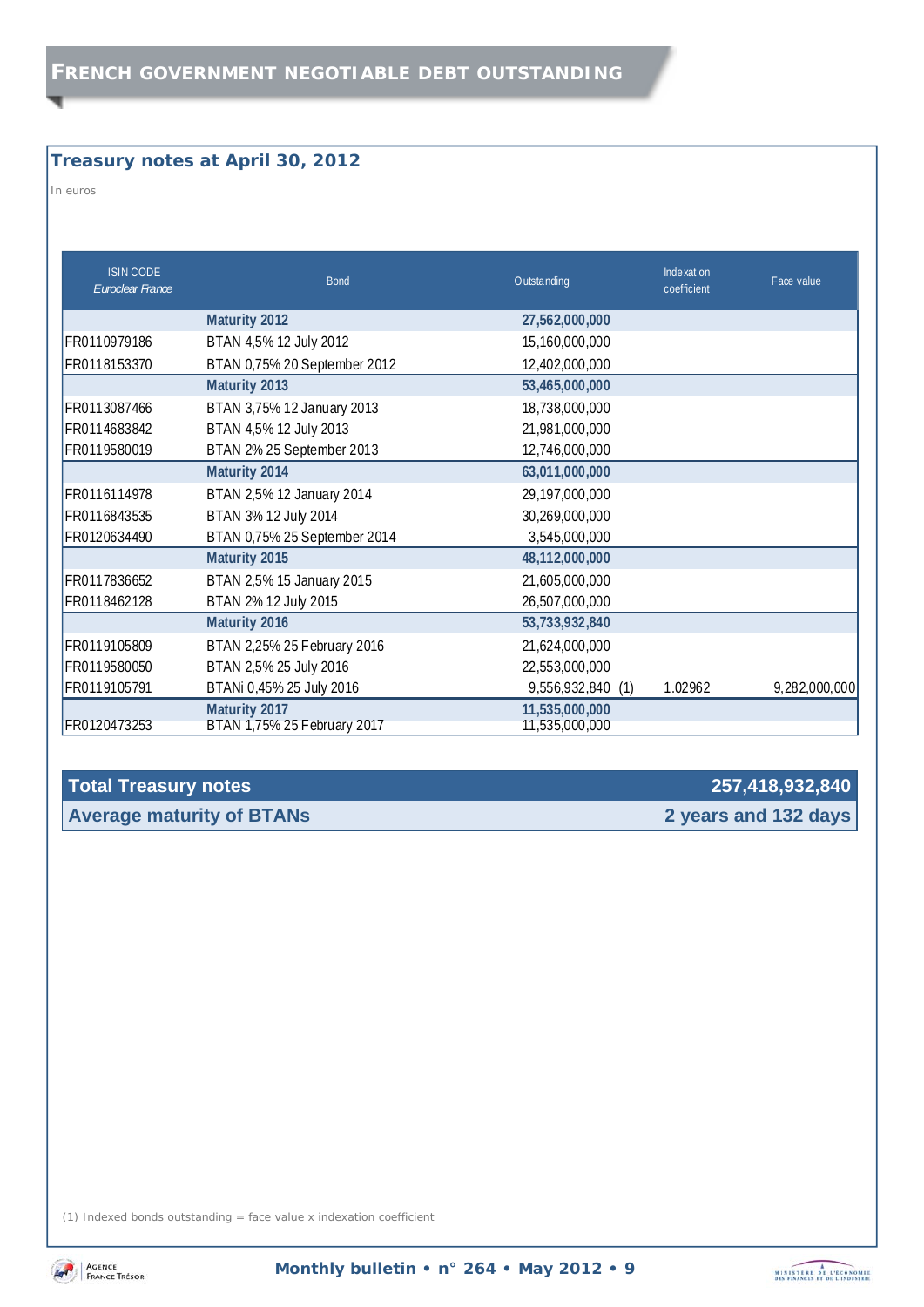# FRENCH GOVERNMENT NEGOTIABLE DEBT OUTSTANDING

## Treasury notes at April 30, 2012

In euros

| ISIN CODE *Euroclear France* | Bond | Outstanding | Indexation coefficient | Face value |
|---|---|---|---|---|
| | **Maturity 2012** | **27,562,000,000** | | |
| FR0110979186 | BTAN 4,5% 12 July 2012 | 15,160,000,000 | | |
| FR0118153370 | BTAN 0,75% 20 September 2012 | 12,402,000,000 | | |
| | **Maturity 2013** | **53,465,000,000** | | |
| FR0113087466 | BTAN 3,75% 12 January 2013 | 18,738,000,000 | | |
| FR0114683842 | BTAN 4,5% 12 July 2013 | 21,981,000,000 | | |
| FR0119580019 | BTAN 2% 25 September 2013 | 12,746,000,000 | | |
| | **Maturity 2014** | **63,011,000,000** | | |
| FR0116114978 | BTAN 2,5% 12 January 2014 | 29,197,000,000 | | |
| FR0116843535 | BTAN 3% 12 July 2014 | 30,269,000,000 | | |
| FR0120634490 | BTAN 0,75% 25 September 2014 | 3,545,000,000 | | |
| | **Maturity 2015** | **48,112,000,000** | | |
| FR0117836652 | BTAN 2,5% 15 January 2015 | 21,605,000,000 | | |
| FR0118462128 | BTAN 2% 12 July 2015 | 26,507,000,000 | | |
| | **Maturity 2016** | **53,733,932,840** | | |
| FR0119105809 | BTAN 2,25% 25 February 2016 | 21,624,000,000 | | |
| FR0119580050 | BTAN 2,5% 25 July 2016 | 22,553,000,000 | | |
| FR0119105791 | BTANi 0,45% 25 July 2016 | 9,556,932,840 (1) | 1.02962 | 9,282,000,000 |
| | **Maturity 2017** | **11,535,000,000** | | |
| FR0120473253 | BTAN 1,75% 25 February 2017 | 11,535,000,000 | | |

| **Total Treasury notes** | **257,418,932,840** |
|---|---|
| **Average maturity of BTANs** | **2 years and 132 days** |

(1) Indexed bonds outstanding = face value x indexation coefficient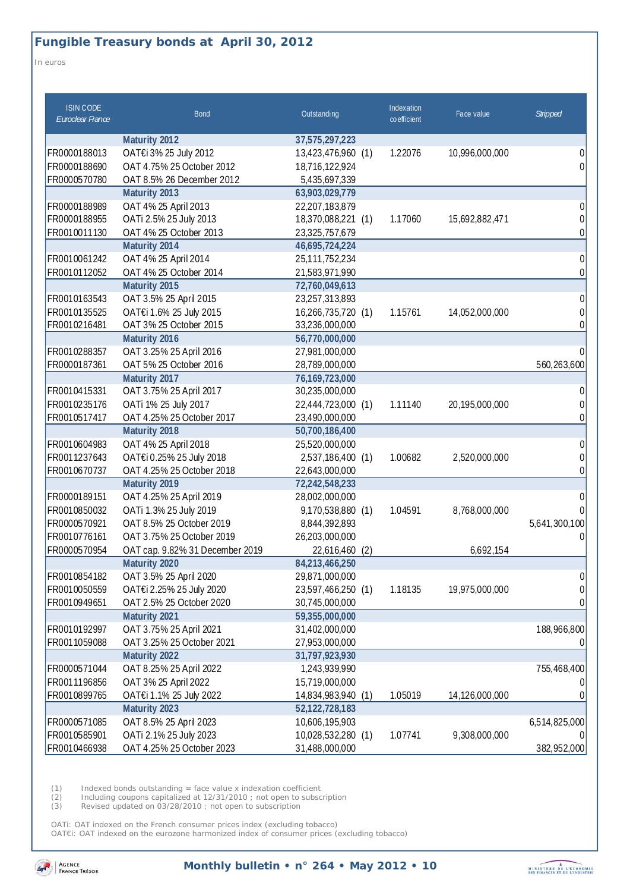## Fungible Treasury bonds at April 30, 2012

In euros

| ISIN CODE *Euroclear France* | Bond | Outstanding | | Indexation coefficient | Face value | *Stripped* |
|---|---|---|---|---|---|---|
| | **Maturity 2012** | **37,575,297,223** | | | | |
| FR0000188013 | OAT€i 3% 25 July 2012 | 13,423,476,960 | (1) | 1.22076 | 10,996,000,000 | 0 |
| FR0000188690 | OAT 4.75% 25 October 2012 | 18,716,122,924 | | | | 0 |
| FR0000570780 | OAT 8.5% 26 December 2012 | 5,435,697,339 | | | | |
| | **Maturity 2013** | **63,903,029,779** | | | | |
| FR0000188989 | OAT 4% 25 April 2013 | 22,207,183,879 | | | | 0 |
| FR0000188955 | OATi 2.5% 25 July 2013 | 18,370,088,221 | (1) | 1.17060 | 15,692,882,471 | 0 |
| FR0010011130 | OAT 4% 25 October 2013 | 23,325,757,679 | | | | 0 |
| | **Maturity 2014** | **46,695,724,224** | | | | |
| FR0010061242 | OAT 4% 25 April 2014 | 25,111,752,234 | | | | 0 |
| FR0010112052 | OAT 4% 25 October 2014 | 21,583,971,990 | | | | 0 |
| | **Maturity 2015** | **72,760,049,613** | | | | |
| FR0010163543 | OAT 3.5% 25 April 2015 | 23,257,313,893 | | | | 0 |
| FR0010135525 | OAT€i 1.6% 25 July 2015 | 16,266,735,720 | (1) | 1.15761 | 14,052,000,000 | 0 |
| FR0010216481 | OAT 3% 25 October 2015 | 33,236,000,000 | | | | 0 |
| | **Maturity 2016** | **56,770,000,000** | | | | |
| FR0010288357 | OAT 3.25% 25 April 2016 | 27,981,000,000 | | | | 0 |
| FR0000187361 | OAT 5% 25 October 2016 | 28,789,000,000 | | | | 560,263,600 |
| | **Maturity 2017** | **76,169,723,000** | | | | |
| FR0010415331 | OAT 3.75% 25 April 2017 | 30,235,000,000 | | | | 0 |
| FR0010235176 | OATi 1% 25 July 2017 | 22,444,723,000 | (1) | 1.11140 | 20,195,000,000 | 0 |
| FR0010517417 | OAT 4.25% 25 October 2017 | 23,490,000,000 | | | | 0 |
| | **Maturity 2018** | **50,700,186,400** | | | | |
| FR0010604983 | OAT 4% 25 April 2018 | 25,520,000,000 | | | | 0 |
| FR0011237643 | OAT€i 0.25% 25 July 2018 | 2,537,186,400 | (1) | 1.00682 | 2,520,000,000 | 0 |
| FR0010670737 | OAT 4.25% 25 October 2018 | 22,643,000,000 | | | | 0 |
| | **Maturity 2019** | **72,242,548,233** | | | | |
| FR0000189151 | OAT 4.25% 25 April 2019 | 28,002,000,000 | | | | 0 |
| FR0010850032 | OATi 1.3% 25 July 2019 | 9,170,538,880 | (1) | 1.04591 | 8,768,000,000 | 0 |
| FR0000570921 | OAT 8.5% 25 October 2019 | 8,844,392,893 | | | | 5,641,300,100 |
| FR0010776161 | OAT 3.75% 25 October 2019 | 26,203,000,000 | | | | 0 |
| FR0000570954 | OAT cap. 9.82% 31 December 2019 | 22,616,460 | (2) | | 6,692,154 | |
| | **Maturity 2020** | **84,213,466,250** | | | | |
| FR0010854182 | OAT 3.5% 25 April 2020 | 29,871,000,000 | | | | 0 |
| FR0010050559 | OAT€i 2.25% 25 July 2020 | 23,597,466,250 | (1) | 1.18135 | 19,975,000,000 | 0 |
| FR0010949651 | OAT 2.5% 25 October 2020 | 30,745,000,000 | | | | 0 |
| | **Maturity 2021** | **59,355,000,000** | | | | |
| FR0010192997 | OAT 3.75% 25 April 2021 | 31,402,000,000 | | | | 188,966,800 |
| FR0011059088 | OAT 3.25% 25 October 2021 | 27,953,000,000 | | | | 0 |
| | **Maturity 2022** | **31,797,923,930** | | | | |
| FR0000571044 | OAT 8.25% 25 April 2022 | 1,243,939,990 | | | | 755,468,400 |
| FR0011196856 | OAT 3% 25 April 2022 | 15,719,000,000 | | | | 0 |
| FR0010899765 | OAT€i 1.1% 25 July 2022 | 14,834,983,940 | (1) | 1.05019 | 14,126,000,000 | 0 |
| | **Maturity 2023** | **52,122,728,183** | | | | |
| FR0000571085 | OAT 8.5% 25 April 2023 | 10,606,195,903 | | | | 6,514,825,000 |
| FR0010585901 | OATi 2.1% 25 July 2023 | 10,028,532,280 | (1) | 1.07741 | 9,308,000,000 | 0 |
| FR0010466938 | OAT 4.25% 25 October 2023 | 31,488,000,000 | | | | 382,952,000 |

(1) Indexed bonds outstanding = face value x indexation coefficient
(2) Including coupons capitalized at 12/31/2010 ; not open to subscription
(3) Revised updated on 03/28/2010 ; not open to subscription

OATi: OAT indexed on the French consumer prices index (excluding tobacco)
OAT€i: OAT indexed on the eurozone harmonized index of consumer prices (excluding tobacco)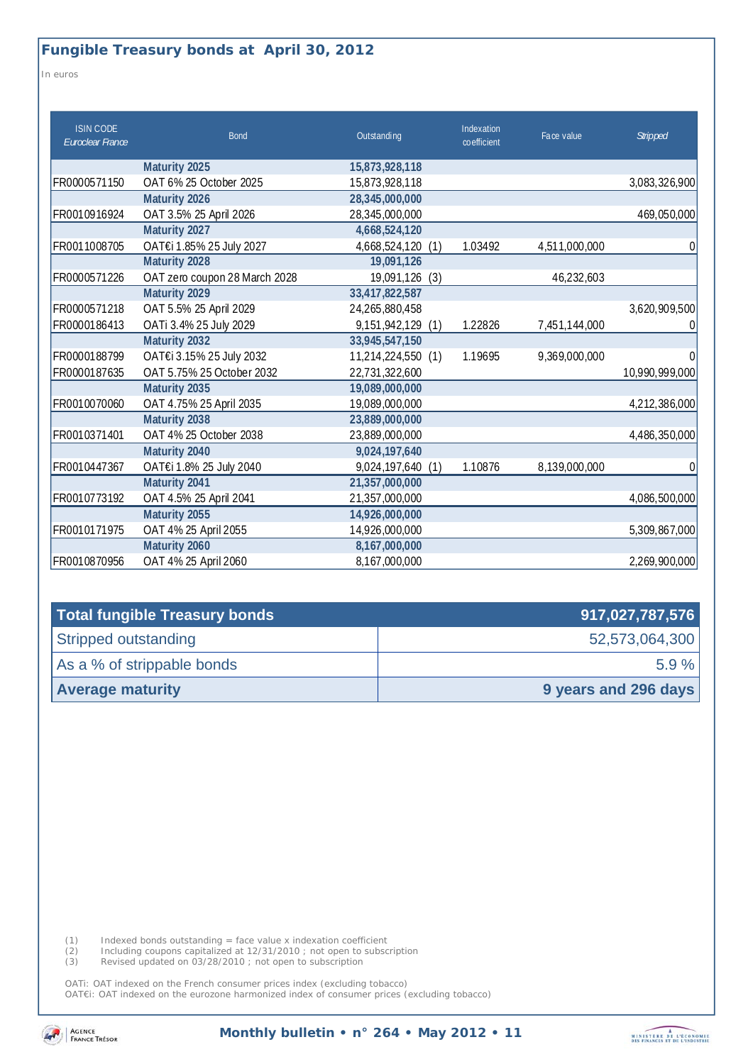## Fungible Treasury bonds at April 30, 2012

In euros

| ISIN CODE *Euroclear France* | Bond | Outstanding | | Indexation coefficient | Face value | *Stripped* |
|---|---|---|---|---|---|---|
| | **Maturity 2025** | **15,873,928,118** | | | | |
| FR0000571150 | OAT 6% 25 October 2025 | 15,873,928,118 | | | | 3,083,326,900 |
| | **Maturity 2026** | **28,345,000,000** | | | | |
| FR0010916924 | OAT 3.5% 25 April 2026 | 28,345,000,000 | | | | 469,050,000 |
| | **Maturity 2027** | **4,668,524,120** | | | | |
| FR0011008705 | OAT€i 1.85% 25 July 2027 | 4,668,524,120 | (1) | 1.03492 | 4,511,000,000 | 0 |
| | **Maturity 2028** | **19,091,126** | | | | |
| FR0000571226 | OAT zero coupon 28 March 2028 | 19,091,126 | (3) | | 46,232,603 | |
| | **Maturity 2029** | **33,417,822,587** | | | | |
| FR0000571218 | OAT 5.5% 25 April 2029 | 24,265,880,458 | | | | 3,620,909,500 |
| FR0000186413 | OATi 3.4% 25 July 2029 | 9,151,942,129 | (1) | 1.22826 | 7,451,144,000 | 0 |
| | **Maturity 2032** | **33,945,547,150** | | | | |
| FR0000188799 | OAT€i 3.15% 25 July 2032 | 11,214,224,550 | (1) | 1.19695 | 9,369,000,000 | 0 |
| FR0000187635 | OAT 5.75% 25 October 2032 | 22,731,322,600 | | | | 10,990,999,000 |
| | **Maturity 2035** | **19,089,000,000** | | | | |
| FR0010070060 | OAT 4.75% 25 April 2035 | 19,089,000,000 | | | | 4,212,386,000 |
| | **Maturity 2038** | **23,889,000,000** | | | | |
| FR0010371401 | OAT 4% 25 October 2038 | 23,889,000,000 | | | | 4,486,350,000 |
| | **Maturity 2040** | **9,024,197,640** | | | | |
| FR0010447367 | OAT€i 1.8% 25 July 2040 | 9,024,197,640 | (1) | 1.10876 | 8,139,000,000 | 0 |
| | **Maturity 2041** | **21,357,000,000** | | | | |
| FR0010773192 | OAT 4.5% 25 April 2041 | 21,357,000,000 | | | | 4,086,500,000 |
| | **Maturity 2055** | **14,926,000,000** | | | | |
| FR0010171975 | OAT 4% 25 April 2055 | 14,926,000,000 | | | | 5,309,867,000 |
| | **Maturity 2060** | **8,167,000,000** | | | | |
| FR0010870956 | OAT 4% 25 April 2060 | 8,167,000,000 | | | | 2,269,900,000 |

| **Total fungible Treasury bonds** | **917,027,787,576** |
|---|---|
| Stripped outstanding | 52,573,064,300 |
| As a % of strippable bonds | 5.9 % |
| **Average maturity** | **9 years and 296 days** |

(1) Indexed bonds outstanding = face value x indexation coefficient
(2) Including coupons capitalized at 12/31/2010 ; not open to subscription
(3) Revised updated on 03/28/2010 ; not open to subscription

OATi: OAT indexed on the French consumer prices index (excluding tobacco)
OAT€i: OAT indexed on the eurozone harmonized index of consumer prices (excluding tobacco)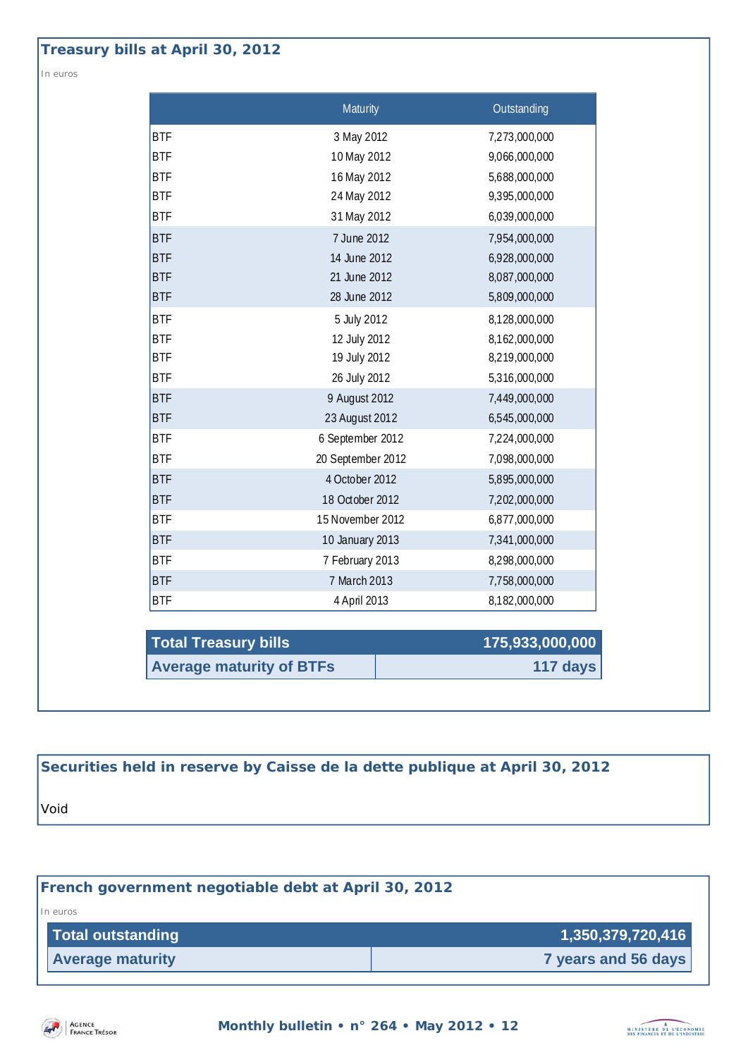## Treasury bills at April 30, 2012

In euros

| | Maturity | Outstanding |
|---|---|---|
| BTF | 3 May 2012 | 7,273,000,000 |
| BTF | 10 May 2012 | 9,066,000,000 |
| BTF | 16 May 2012 | 5,688,000,000 |
| BTF | 24 May 2012 | 9,395,000,000 |
| BTF | 31 May 2012 | 6,039,000,000 |
| BTF | 7 June 2012 | 7,954,000,000 |
| BTF | 14 June 2012 | 6,928,000,000 |
| BTF | 21 June 2012 | 8,087,000,000 |
| BTF | 28 June 2012 | 5,809,000,000 |
| BTF | 5 July 2012 | 8,128,000,000 |
| BTF | 12 July 2012 | 8,162,000,000 |
| BTF | 19 July 2012 | 8,219,000,000 |
| BTF | 26 July 2012 | 5,316,000,000 |
| BTF | 9 August 2012 | 7,449,000,000 |
| BTF | 23 August 2012 | 6,545,000,000 |
| BTF | 6 September 2012 | 7,224,000,000 |
| BTF | 20 September 2012 | 7,098,000,000 |
| BTF | 4 October 2012 | 5,895,000,000 |
| BTF | 18 October 2012 | 7,202,000,000 |
| BTF | 15 November 2012 | 6,877,000,000 |
| BTF | 10 January 2013 | 7,341,000,000 |
| BTF | 7 February 2013 | 8,298,000,000 |
| BTF | 7 March 2013 | 7,758,000,000 |
| BTF | 4 April 2013 | 8,182,000,000 |

| | |
|---|---|
| **Total Treasury bills** | **175,933,000,000** |
| **Average maturity of BTFs** | **117 days** |

## Securities held in reserve by Caisse de la dette publique at April 30, 2012

Void

## French government negotiable debt at April 30, 2012

In euros

| | |
|---|---|
| **Total outstanding** | **1,350,379,720,416** |
| **Average maturity** | **7 years and 56 days** |